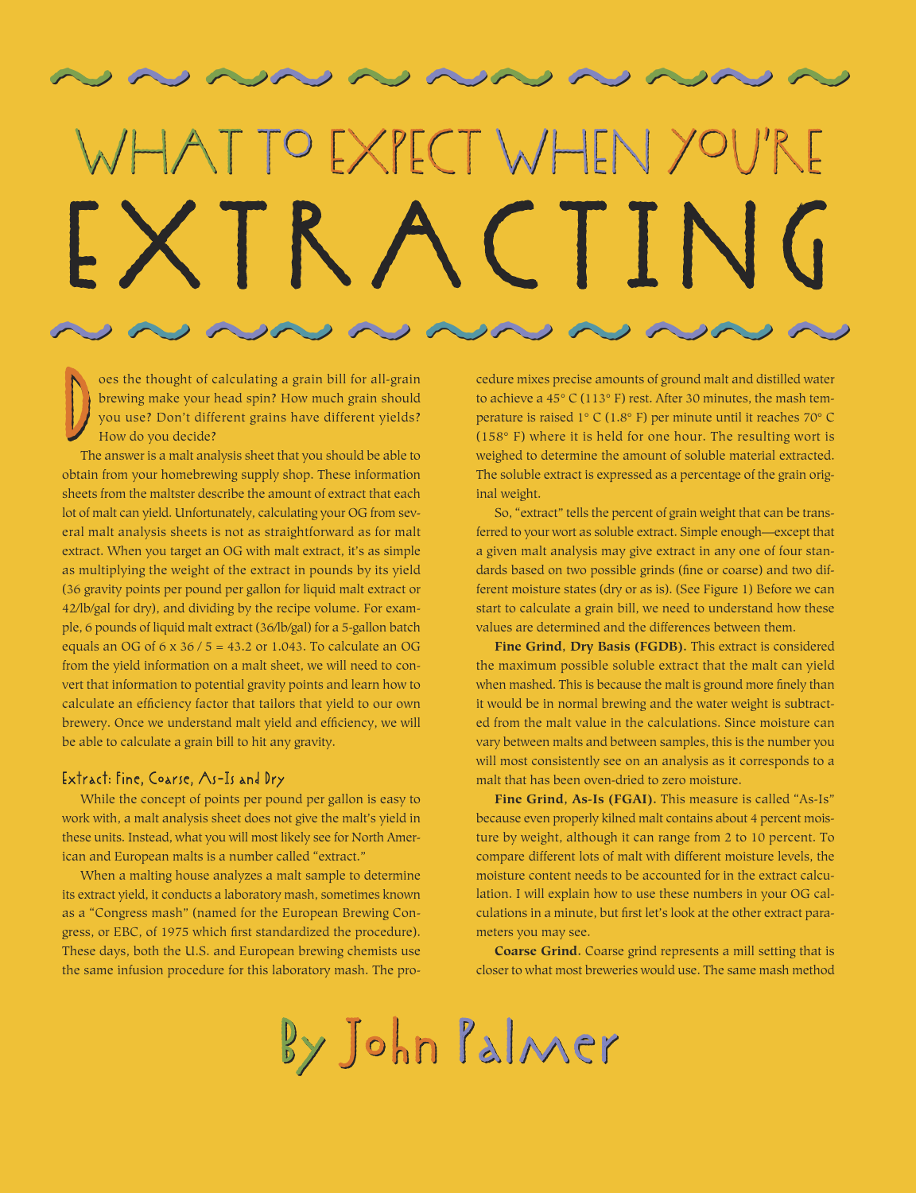# What to Expect When You're Extracting

Does the thought of calculating a grain bill for all-grain brewing make your head spin? How much grain should you use? Don't different grains have different yields? How do you decide?

The answer is a malt analysis sheet that you should be able to obtain from your homebrewing supply shop. These information sheets from the maltster describe the amount of extract that each lot of malt can yield. Unfortunately, calculating your OG from several malt analysis sheets is not as straightforward as for malt extract. When you target an OG with malt extract, it's as simple as multiplying the weight of the extract in pounds by its yield (36 gravity points per pound per gallon for liquid malt extract or 42/lb/gal for dry), and dividing by the recipe volume. For example, 6 pounds of liquid malt extract (36/lb/gal) for a 5-gallon batch equals an OG of 6 x 36 / 5 = 43.2 or 1.043. To calculate an OG from the yield information on a malt sheet, we will need to convert that information to potential gravity points and learn how to calculate an efficiency factor that tailors that yield to our own brewery. Once we understand malt yield and efficiency, we will be able to calculate a grain bill to hit any gravity.

## Extract: Fine, Coarse, As-Is and Dry

While the concept of points per pound per gallon is easy to work with, a malt analysis sheet does not give the malt's yield in these units. Instead, what you will most likely see for North American and European malts is a number called "extract."

When a malting house analyzes a malt sample to determine its extract yield, it conducts a laboratory mash, sometimes known as a "Congress mash" (named for the European Brewing Congress, or EBC, of 1975 which first standardized the procedure). These days, both the U.S. and European brewing chemists use the same infusion procedure for this laboratory mash. The procedure mixes precise amounts of ground malt and distilled water to achieve a 45° C (113° F) rest. After 30 minutes, the mash temperature is raised 1° C (1.8° F) per minute until it reaches 70° C (158° F) where it is held for one hour. The resulting wort is weighed to determine the amount of soluble material extracted. The soluble extract is expressed as a percentage of the grain original weight.

So, "extract" tells the percent of grain weight that can be transferred to your wort as soluble extract. Simple enough—except that a given malt analysis may give extract in any one of four standards based on two possible grinds (fine or coarse) and two different moisture states (dry or as is). (See Figure 1) Before we can start to calculate a grain bill, we need to understand how these values are determined and the differences between them.

**Fine Grind, Dry Basis (FGDB).** This extract is considered the maximum possible soluble extract that the malt can yield when mashed. This is because the malt is ground more finely than it would be in normal brewing and the water weight is subtracted from the malt value in the calculations. Since moisture can vary between malts and between samples, this is the number you will most consistently see on an analysis as it corresponds to a malt that has been oven-dried to zero moisture.

**Fine Grind, As-Is (FGAI).** This measure is called "As-Is" because even properly kilned malt contains about 4 percent moisture by weight, although it can range from 2 to 10 percent. To compare different lots of malt with different moisture levels, the moisture content needs to be accounted for in the extract calculation. I will explain how to use these numbers in your OG calculations in a minute, but first let's look at the other extract parameters you may see.

**Coarse Grind.** Coarse grind represents a mill setting that is closer to what most breweries would use. The same mash method

By John Palmer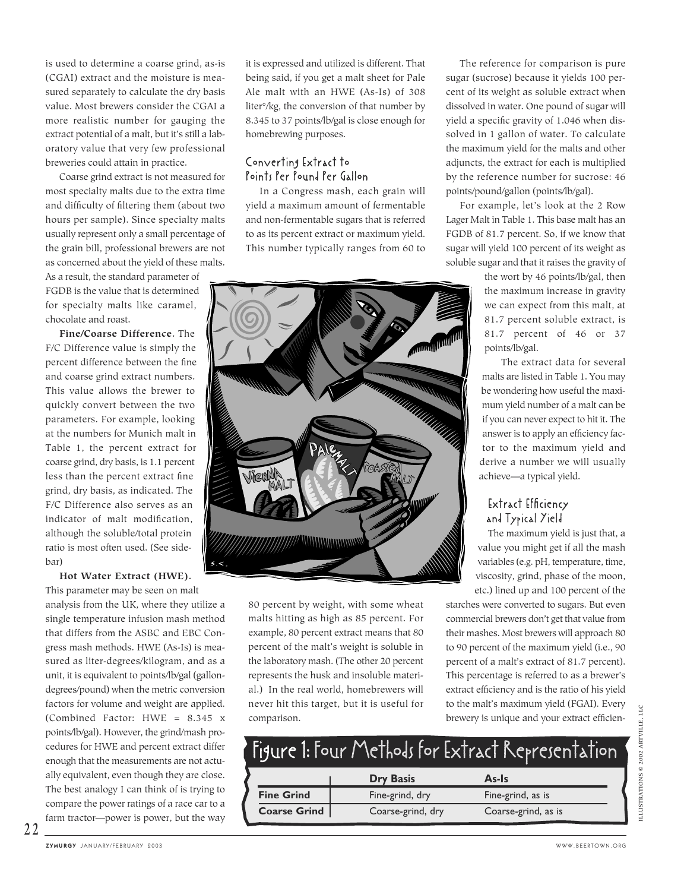is used to determine a coarse grind, as-is (CGAI) extract and the moisture is measured separately to calculate the dry basis value. Most brewers consider the CGAI a more realistic number for gauging the extract potential of a malt, but it's still a laboratory value that very few professional breweries could attain in practice.

Coarse grind extract is not measured for most specialty malts due to the extra time and difficulty of filtering them (about two hours per sample). Since specialty malts usually represent only a small percentage of the grain bill, professional brewers are not as concerned about the yield of these malts. As a result, the standard parameter of FGDB is the value that is determined for specialty malts like caramel, chocolate and roast.

**Fine/Coarse Difference.** The F/C Difference value is simply the percent difference between the fine and coarse grind extract numbers. This value allows the brewer to quickly convert between the two parameters. For example, looking at the numbers for Munich malt in Table 1, the percent extract for coarse grind, dry basis, is 1.1 percent less than the percent extract fine grind, dry basis, as indicated. The F/C Difference also serves as an indicator of malt modification, although the soluble/total protein ratio is most often used. (See sidebar)

**Hot Water Extract (HWE).** This parameter may be seen on malt analysis from the UK, where they utilize a single temperature infusion mash method that differs from the ASBC and EBC Congress mash methods. HWE (As-Is) is measured as liter-degrees/kilogram, and as a unit, it is equivalent to points/lb/gal (gallon-degrees/pound) when the metric conversion factors for volume and weight are applied. (Combined Factor: HWE = 8.345 x points/lb/gal). However, the grind/mash procedures for HWE and percent extract differ enough that the measurements are not actually equivalent, even though they are close. The best analogy I can think of is trying to compare the power ratings of a race car to a farm tractor—power is power, but the way it is expressed and utilized is different. That being said, if you get a malt sheet for Pale Ale malt with an HWE (As-Is) of 308 liter°/kg, the conversion of that number by 8.345 to 37 points/lb/gal is close enough for homebrewing purposes.

## Converting Extract to Points Per Pound Per Gallon

In a Congress mash, each grain will yield a maximum amount of fermentable and non-fermentable sugars that is referred to as its percent extract or maximum yield. This number typically ranges from 60 to 80 percent by weight, with some wheat malts hitting as high as 85 percent. For example, 80 percent extract means that 80 percent of the malt's weight is soluble in the laboratory mash. (The other 20 percent represents the husk and insoluble material.) In the real world, homebrewers will never hit this target, but it is useful for comparison.

The reference for comparison is pure sugar (sucrose) because it yields 100 percent of its weight as soluble extract when dissolved in water. One pound of sugar will yield a specific gravity of 1.046 when dissolved in 1 gallon of water. To calculate the maximum yield for the malts and other adjuncts, the extract for each is multiplied by the reference number for sucrose: 46 points/pound/gallon (points/lb/gal).

For example, let's look at the 2 Row Lager Malt in Table 1. This base malt has an FGDB of 81.7 percent. So, if we know that sugar will yield 100 percent of its weight as soluble sugar and that it raises the gravity of the wort by 46 points/lb/gal, then the maximum increase in gravity we can expect from this malt, at 81.7 percent soluble extract, is 81.7 percent of 46 or 37 points/lb/gal.

The extract data for several malts are listed in Table 1. You may be wondering how useful the maximum yield number of a malt can be if you can never expect to hit it. The answer is to apply an efficiency factor to the maximum yield and derive a number we will usually achieve—a typical yield.

## Extract Efficiency and Typical Yield

The maximum yield is just that, a value you might get if all the mash variables (e.g. pH, temperature, time, viscosity, grind, phase of the moon, etc.) lined up and 100 percent of the starches were converted to sugars. But even commercial brewers don't get that value from their mashes. Most brewers will approach 80 to 90 percent of the maximum yield (i.e., 90 percent of a malt's extract of 81.7 percent). This percentage is referred to as a brewer's extract efficiency and is the ratio of his yield to the malt's maximum yield (FGAI). Every brewery is unique and your extract efficien-

## Figure 1: Four Methods for Extract Representation

| | Dry Basis | As-Is |
|---|---|---|
| **Fine Grind** | Fine-grind, dry | Fine-grind, as is |
| **Coarse Grind** | Coarse-grind, dry | Coarse-grind, as is |

ILLUSTRATIONS © 2002 ARTVILLE, LLC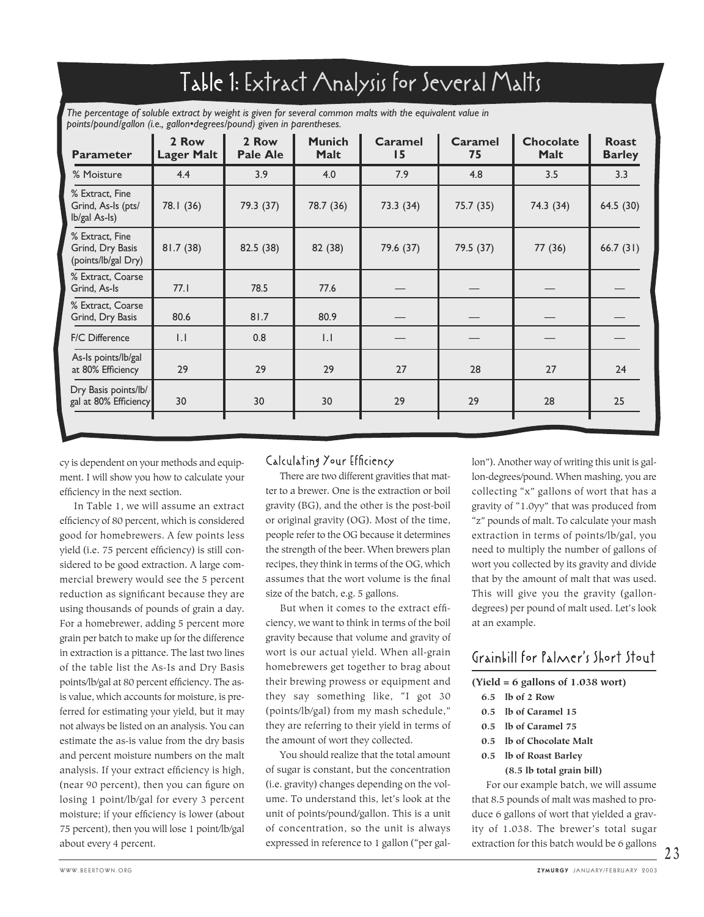## Table 1: Extract Analysis for Several Malts

*The percentage of soluble extract by weight is given for several common malts with the equivalent value in points/pound/gallon (i.e., gallon•degrees/pound) given in parentheses.*

| Parameter | 2 Row Lager Malt | 2 Row Pale Ale | Munich Malt | Caramel 15 | Caramel 75 | Chocolate Malt | Roast Barley |
|---|---|---|---|---|---|---|---|
| % Moisture | 4.4 | 3.9 | 4.0 | 7.9 | 4.8 | 3.5 | 3.3 |
| % Extract, Fine Grind, As-Is (pts/lb/gal As-Is) | 78.1 (36) | 79.3 (37) | 78.7 (36) | 73.3 (34) | 75.7 (35) | 74.3 (34) | 64.5 (30) |
| % Extract, Fine Grind, Dry Basis (points/lb/gal Dry) | 81.7 (38) | 82.5 (38) | 82 (38) | 79.6 (37) | 79.5 (37) | 77 (36) | 66.7 (31) |
| % Extract, Coarse Grind, As-Is | 77.1 | 78.5 | 77.6 | — | — | — | — |
| % Extract, Coarse Grind, Dry Basis | 80.6 | 81.7 | 80.9 | — | — | — | — |
| F/C Difference | 1.1 | 0.8 | 1.1 | — | — | — | — |
| As-Is points/lb/gal at 80% Efficiency | 29 | 29 | 29 | 27 | 28 | 27 | 24 |
| Dry Basis points/lb/gal at 80% Efficiency | 30 | 30 | 30 | 29 | 29 | 28 | 25 |

cy is dependent on your methods and equipment. I will show you how to calculate your efficiency in the next section.

In Table 1, we will assume an extract efficiency of 80 percent, which is considered good for homebrewers. A few points less yield (i.e. 75 percent efficiency) is still considered to be good extraction. A large commercial brewery would see the 5 percent reduction as significant because they are using thousands of pounds of grain a day. For a homebrewer, adding 5 percent more grain per batch to make up for the difference in extraction is a pittance. The last two lines of the table list the As-Is and Dry Basis points/lb/gal at 80 percent efficiency. The as-is value, which accounts for moisture, is preferred for estimating your yield, but it may not always be listed on an analysis. You can estimate the as-is value from the dry basis and percent moisture numbers on the malt analysis. If your extract efficiency is high, (near 90 percent), then you can figure on losing 1 point/lb/gal for every 3 percent moisture; if your efficiency is lower (about 75 percent), then you will lose 1 point/lb/gal about every 4 percent.

### Calculating Your Efficiency

There are two different gravities that matter to a brewer. One is the extraction or boil gravity (BG), and the other is the post-boil or original gravity (OG). Most of the time, people refer to the OG because it determines the strength of the beer. When brewers plan recipes, they think in terms of the OG, which assumes that the wort volume is the final size of the batch, e.g. 5 gallons.

But when it comes to the extract efficiency, we want to think in terms of the boil gravity because that volume and gravity of wort is our actual yield. When all-grain homebrewers get together to brag about their brewing prowess or equipment and they say something like, "I got 30 (points/lb/gal) from my mash schedule," they are referring to their yield in terms of the amount of wort they collected.

You should realize that the total amount of sugar is constant, but the concentration (i.e. gravity) changes depending on the volume. To understand this, let's look at the unit of points/pound/gallon. This is a unit of concentration, so the unit is always expressed in reference to 1 gallon ("per gallon"). Another way of writing this unit is gallon-degrees/pound. When mashing, you are collecting "x" gallons of wort that has a gravity of "1.0yy" that was produced from "z" pounds of malt. To calculate your mash extraction in terms of points/lb/gal, you need to multiply the number of gallons of wort you collected by its gravity and divide that by the amount of malt that was used. This will give you the gravity (gallon-degrees) per pound of malt used. Let's look at an example.

### Grainbill for Palmer's Short Stout

**(Yield = 6 gallons of 1.038 wort)**

- **6.5 lb of 2 Row**
- **0.5 lb of Caramel 15**
- **0.5 lb of Caramel 75**
- **0.5 lb of Chocolate Malt**
- **0.5 lb of Roast Barley**

**(8.5 lb total grain bill)**

For our example batch, we will assume that 8.5 pounds of malt was mashed to produce 6 gallons of wort that yielded a gravity of 1.038. The brewer's total sugar extraction for this batch would be 6 gallons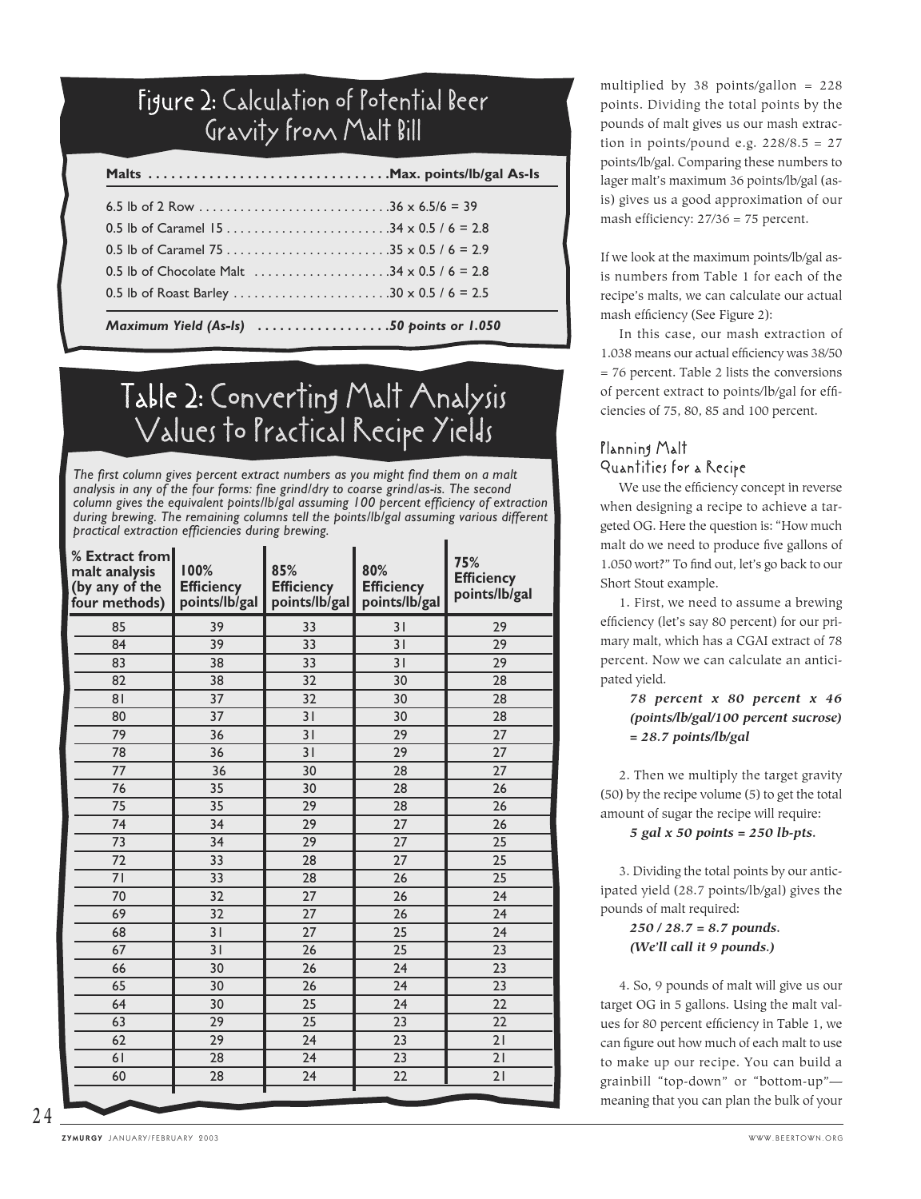## Figure 2: Calculation of Potential Beer Gravity from Malt Bill

| Malts | Max. points/lb/gal As-Is |
|---|---|
| 6.5 lb of 2 Row | 36 x 6.5/6 = 39 |
| 0.5 lb of Caramel 15 | 34 x 0.5 / 6 = 2.8 |
| 0.5 lb of Caramel 75 | 35 x 0.5 / 6 = 2.9 |
| 0.5 lb of Chocolate Malt | 34 x 0.5 / 6 = 2.8 |
| 0.5 lb of Roast Barley | 30 x 0.5 / 6 = 2.5 |
| ***Maximum Yield (As-Is)*** | ***50 points or 1.050*** |

## Table 2: Converting Malt Analysis Values to Practical Recipe Yields

*The first column gives percent extract numbers as you might find them on a malt analysis in any of the four forms: fine grind/dry to coarse grind/as-is. The second column gives the equivalent points/lb/gal assuming 100 percent efficiency of extraction during brewing. The remaining columns tell the points/lb/gal assuming various different practical extraction efficiencies during brewing.*

| % Extract from malt analysis (by any of the four methods) | 100% Efficiency points/lb/gal | 85% Efficiency points/lb/gal | 80% Efficiency points/lb/gal | 75% Efficiency points/lb/gal |
|---|---|---|---|---|
| 85 | 39 | 33 | 31 | 29 |
| 84 | 39 | 33 | 31 | 29 |
| 83 | 38 | 33 | 31 | 29 |
| 82 | 38 | 32 | 30 | 28 |
| 81 | 37 | 32 | 30 | 28 |
| 80 | 37 | 31 | 30 | 28 |
| 79 | 36 | 31 | 29 | 27 |
| 78 | 36 | 31 | 29 | 27 |
| 77 | 36 | 30 | 28 | 27 |
| 76 | 35 | 30 | 28 | 26 |
| 75 | 35 | 29 | 28 | 26 |
| 74 | 34 | 29 | 27 | 26 |
| 73 | 34 | 29 | 27 | 25 |
| 72 | 33 | 28 | 27 | 25 |
| 71 | 33 | 28 | 26 | 25 |
| 70 | 32 | 27 | 26 | 24 |
| 69 | 32 | 27 | 26 | 24 |
| 68 | 31 | 27 | 25 | 24 |
| 67 | 31 | 26 | 25 | 23 |
| 66 | 30 | 26 | 24 | 23 |
| 65 | 30 | 26 | 24 | 23 |
| 64 | 30 | 25 | 24 | 22 |
| 63 | 29 | 25 | 23 | 22 |
| 62 | 29 | 24 | 23 | 21 |
| 61 | 28 | 24 | 23 | 21 |
| 60 | 28 | 24 | 22 | 21 |

multiplied by 38 points/gallon = 228 points. Dividing the total points by the pounds of malt gives us our mash extraction in points/pound e.g. 228/8.5 = 27 points/lb/gal. Comparing these numbers to lager malt's maximum 36 points/lb/gal (as-is) gives us a good approximation of our mash efficiency: 27/36 = 75 percent.

If we look at the maximum points/lb/gal as-is numbers from Table 1 for each of the recipe's malts, we can calculate our actual mash efficiency (See Figure 2):

In this case, our mash extraction of 1.038 means our actual efficiency was 38/50 = 76 percent. Table 2 lists the conversions of percent extract to points/lb/gal for efficiencies of 75, 80, 85 and 100 percent.

### Planning Malt Quantities for a Recipe

We use the efficiency concept in reverse when designing a recipe to achieve a targeted OG. Here the question is: "How much malt do we need to produce five gallons of 1.050 wort?" To find out, let's go back to our Short Stout example.

1. First, we need to assume a brewing efficiency (let's say 80 percent) for our primary malt, which has a CGAI extract of 78 percent. Now we can calculate an anticipated yield.

   ***78 percent x 80 percent x 46 (points/lb/gal/100 percent sucrose) = 28.7 points/lb/gal***

2. Then we multiply the target gravity (50) by the recipe volume (5) to get the total amount of sugar the recipe will require:

   ***5 gal x 50 points = 250 lb-pts.***

3. Dividing the total points by our anticipated yield (28.7 points/lb/gal) gives the pounds of malt required:

   ***250 / 28.7 = 8.7 pounds.***
   ***(We'll call it 9 pounds.)***

4. So, 9 pounds of malt will give us our target OG in 5 gallons. Using the malt values for 80 percent efficiency in Table 1, we can figure out how much of each malt to use to make up our recipe. You can build a grainbill "top-down" or "bottom-up"—meaning that you can plan the bulk of your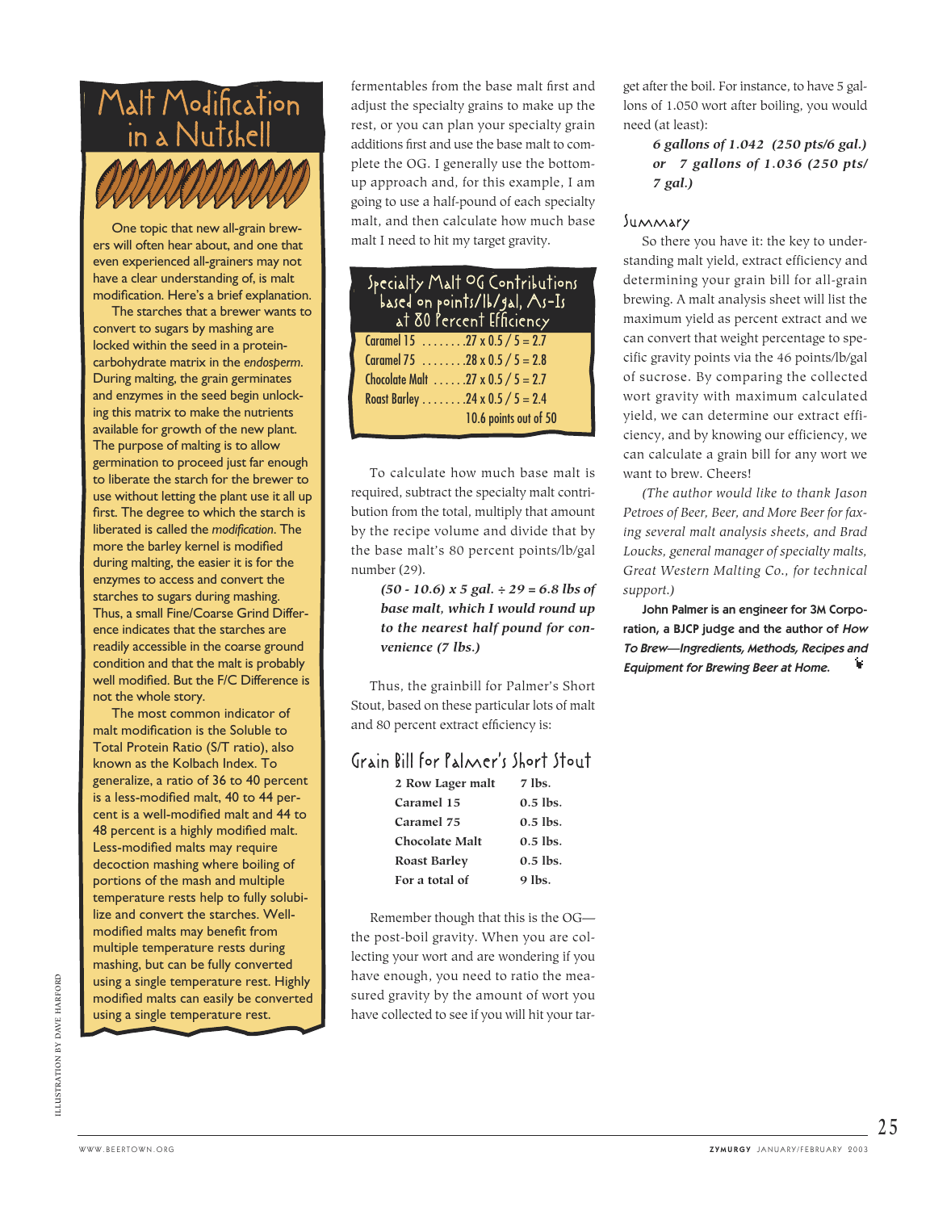## Malt Modification in a Nutshell

One topic that new all-grain brewers will often hear about, and one that even experienced all-grainers may not have a clear understanding of, is malt modification. Here's a brief explanation.

The starches that a brewer wants to convert to sugars by mashing are locked within the seed in a protein-carbohydrate matrix in the *endosperm*. During malting, the grain germinates and enzymes in the seed begin unlocking this matrix to make the nutrients available for growth of the new plant. The purpose of malting is to allow germination to proceed just far enough to liberate the starch for the brewer to use without letting the plant use it all up first. The degree to which the starch is liberated is called the *modification*. The more the barley kernel is modified during malting, the easier it is for the enzymes to access and convert the starches to sugars during mashing. Thus, a small Fine/Coarse Grind Difference indicates that the starches are readily accessible in the coarse ground condition and that the malt is probably well modified. But the F/C Difference is not the whole story.

The most common indicator of malt modification is the Soluble to Total Protein Ratio (S/T ratio), also known as the Kolbach Index. To generalize, a ratio of 36 to 40 percent is a less-modified malt, 40 to 44 percent is a well-modified malt and 44 to 48 percent is a highly modified malt. Less-modified malts may require decoction mashing where boiling of portions of the mash and multiple temperature rests help to fully solubilize and convert the starches. Well-modified malts may benefit from multiple temperature rests during mashing, but can be fully converted using a single temperature rest. Highly modified malts can easily be converted using a single temperature rest.

---

fermentables from the base malt first and adjust the specialty grains to make up the rest, or you can plan your specialty grain additions first and use the base malt to complete the OG. I generally use the bottom-up approach and, for this example, I am going to use a half-pound of each specialty malt, and then calculate how much base malt I need to hit my target gravity.

### Specialty Malt OG Contributions based on points/lb/gal, As-Is at 80 Percent Efficiency

| | |
|---|---|
| Caramel 15 | .27 x 0.5 / 5 = 2.7 |
| Caramel 75 | .28 x 0.5 / 5 = 2.8 |
| Chocolate Malt | .27 x 0.5 / 5 = 2.7 |
| Roast Barley | .24 x 0.5 / 5 = 2.4 |
| | 10.6 points out of 50 |

To calculate how much base malt is required, subtract the specialty malt contribution from the total, multiply that amount by the recipe volume and divide that by the base malt's 80 percent points/lb/gal number (29).

> ***(50 - 10.6) x 5 gal. ÷ 29 = 6.8 lbs of base malt, which I would round up to the nearest half pound for convenience (7 lbs.)***

Thus, the grainbill for Palmer's Short Stout, based on these particular lots of malt and 80 percent extract efficiency is:

### Grain Bill for Palmer's Short Stout

| | |
|---|---|
| **2 Row Lager malt** | **7 lbs.** |
| **Caramel 15** | **0.5 lbs.** |
| **Caramel 75** | **0.5 lbs.** |
| **Chocolate Malt** | **0.5 lbs.** |
| **Roast Barley** | **0.5 lbs.** |
| **For a total of** | **9 lbs.** |

Remember though that this is the OG—the post-boil gravity. When you are collecting your wort and are wondering if you have enough, you need to ratio the measured gravity by the amount of wort you have collected to see if you will hit your target after the boil. For instance, to have 5 gallons of 1.050 wort after boiling, you would need (at least):

> ***6 gallons of 1.042 (250 pts/6 gal.) or 7 gallons of 1.036 (250 pts/7 gal.)***

### Summary

So there you have it: the key to understanding malt yield, extract efficiency and determining your grain bill for all-grain brewing. A malt analysis sheet will list the maximum yield as percent extract and we can convert that weight percentage to specific gravity points via the 46 points/lb/gal of sucrose. By comparing the collected wort gravity with maximum calculated yield, we can determine our extract efficiency, and by knowing our efficiency, we can calculate a grain bill for any wort we want to brew. Cheers!

*(The author would like to thank Jason Petroes of Beer, Beer, and More Beer for faxing several malt analysis sheets, and Brad Loucks, general manager of specialty malts, Great Western Malting Co., for technical support.)*

**John Palmer is an engineer for 3M Corporation, a BJCP judge and the author of *How To Brew—Ingredients, Methods, Recipes and Equipment for Brewing Beer at Home.***

ILLUSTRATION BY DAVE HARFORD